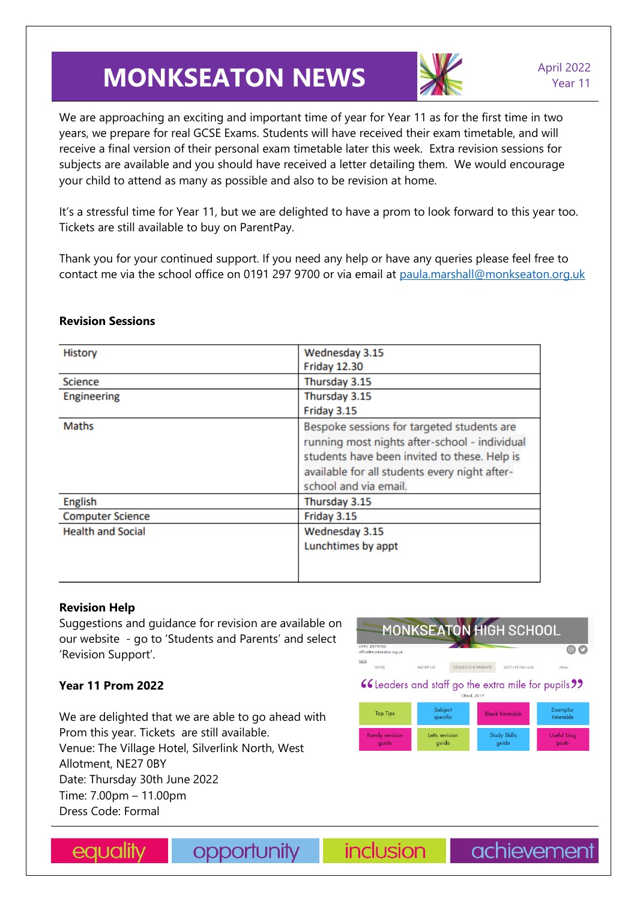# MONKSEATON NEWS

April 2022
Year 11

We are approaching an exciting and important time of year for Year 11 as for the first time in two years, we prepare for real GCSE Exams. Students will have received their exam timetable, and will receive a final version of their personal exam timetable later this week. Extra revision sessions for subjects are available and you should have received a letter detailing them. We would encourage your child to attend as many as possible and also to be revision at home.

It's a stressful time for Year 11, but we are delighted to have a prom to look forward to this year too. Tickets are still available to buy on ParentPay.

Thank you for your continued support. If you need any help or have any queries please feel free to contact me via the school office on 0191 297 9700 or via email at paula.marshall@monkseaton.org.uk

**Revision Sessions**

| Subject | Session |
|---|---|
| History | Wednesday 3.15<br>Friday 12.30 |
| Science | Thursday 3.15 |
| Engineering | Thursday 3.15<br>Friday 3.15 |
| Maths | Bespoke sessions for targeted students are running most nights after-school - individual students have been invited to these. Help is available for all students every night after-school and via email. |
| English | Thursday 3.15 |
| Computer Science | Friday 3.15 |
| Health and Social | Wednesday 3.15<br>Lunchtimes by appt |

**Revision Help**

Suggestions and guidance for revision are available on our website - go to 'Students and Parents' and select 'Revision Support'.

**Year 11 Prom 2022**

We are delighted that we are able to go ahead with Prom this year. Tickets are still available.
Venue: The Village Hotel, Silverlink North, West Allotment, NE27 0BY
Date: Thursday 30th June 2022
Time: 7.00pm – 11.00pm
Dress Code: Formal

equality opportunity inclusion achievement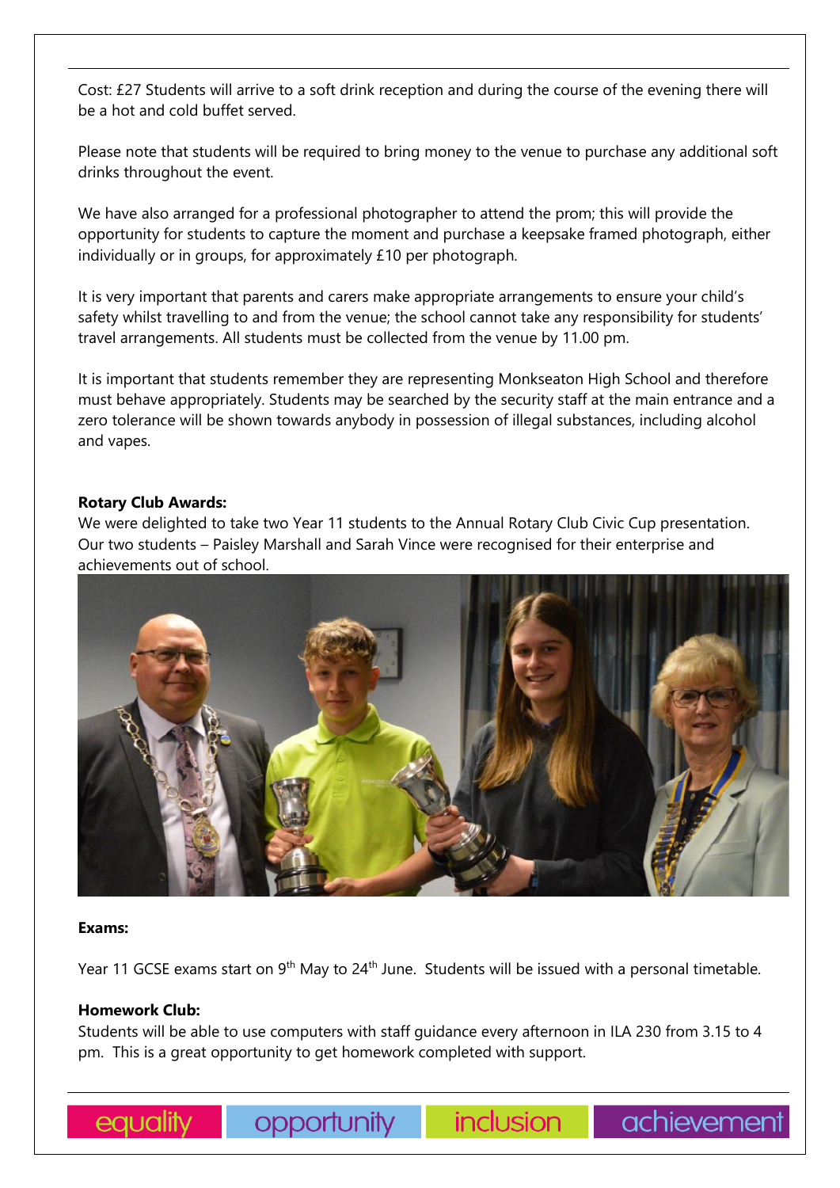Cost: £27 Students will arrive to a soft drink reception and during the course of the evening there will be a hot and cold buffet served.

Please note that students will be required to bring money to the venue to purchase any additional soft drinks throughout the event.

We have also arranged for a professional photographer to attend the prom; this will provide the opportunity for students to capture the moment and purchase a keepsake framed photograph, either individually or in groups, for approximately £10 per photograph.

It is very important that parents and carers make appropriate arrangements to ensure your child's safety whilst travelling to and from the venue; the school cannot take any responsibility for students' travel arrangements. All students must be collected from the venue by 11.00 pm.

It is important that students remember they are representing Monkseaton High School and therefore must behave appropriately. Students may be searched by the security staff at the main entrance and a zero tolerance will be shown towards anybody in possession of illegal substances, including alcohol and vapes.

**Rotary Club Awards:**

We were delighted to take two Year 11 students to the Annual Rotary Club Civic Cup presentation. Our two students – Paisley Marshall and Sarah Vince were recognised for their enterprise and achievements out of school.

**Exams:**

Year 11 GCSE exams start on 9th May to 24th June. Students will be issued with a personal timetable.

**Homework Club:**

Students will be able to use computers with staff guidance every afternoon in ILA 230 from 3.15 to 4 pm. This is a great opportunity to get homework completed with support.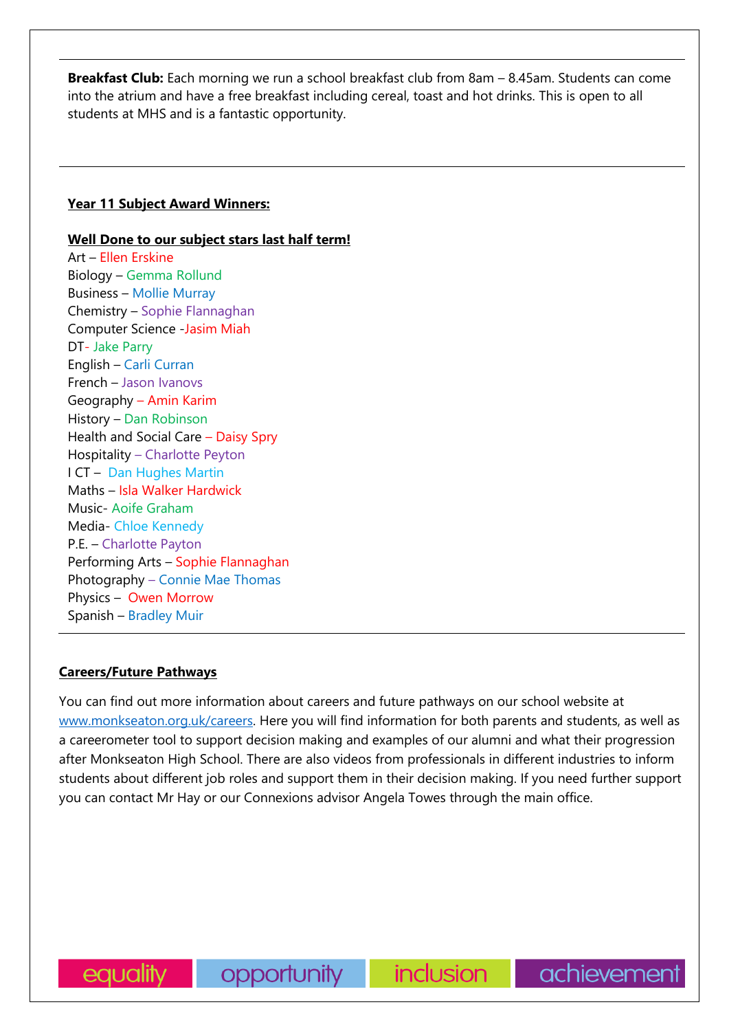**Breakfast Club:** Each morning we run a school breakfast club from 8am – 8.45am. Students can come into the atrium and have a free breakfast including cereal, toast and hot drinks. This is open to all students at MHS and is a fantastic opportunity.

---

**Year 11 Subject Award Winners:**

**Well Done to our subject stars last half term!**

Art – Ellen Erskine
Biology – Gemma Rollund
Business – Mollie Murray
Chemistry – Sophie Flannaghan
Computer Science -Jasim Miah
DT- Jake Parry
English – Carli Curran
French – Jason Ivanovs
Geography – Amin Karim
History – Dan Robinson
Health and Social Care – Daisy Spry
Hospitality – Charlotte Peyton
I CT – Dan Hughes Martin
Maths – Isla Walker Hardwick
Music- Aoife Graham
Media- Chloe Kennedy
P.E. – Charlotte Payton
Performing Arts – Sophie Flannaghan
Photography – Connie Mae Thomas
Physics – Owen Morrow
Spanish – Bradley Muir

---

**Careers/Future Pathways**

You can find out more information about careers and future pathways on our school website at www.monkseaton.org.uk/careers. Here you will find information for both parents and students, as well as a careerometer tool to support decision making and examples of our alumni and what their progression after Monkseaton High School. There are also videos from professionals in different industries to inform students about different job roles and support them in their decision making. If you need further support you can contact Mr Hay or our Connexions advisor Angela Towes through the main office.

equality opportunity inclusion achievement